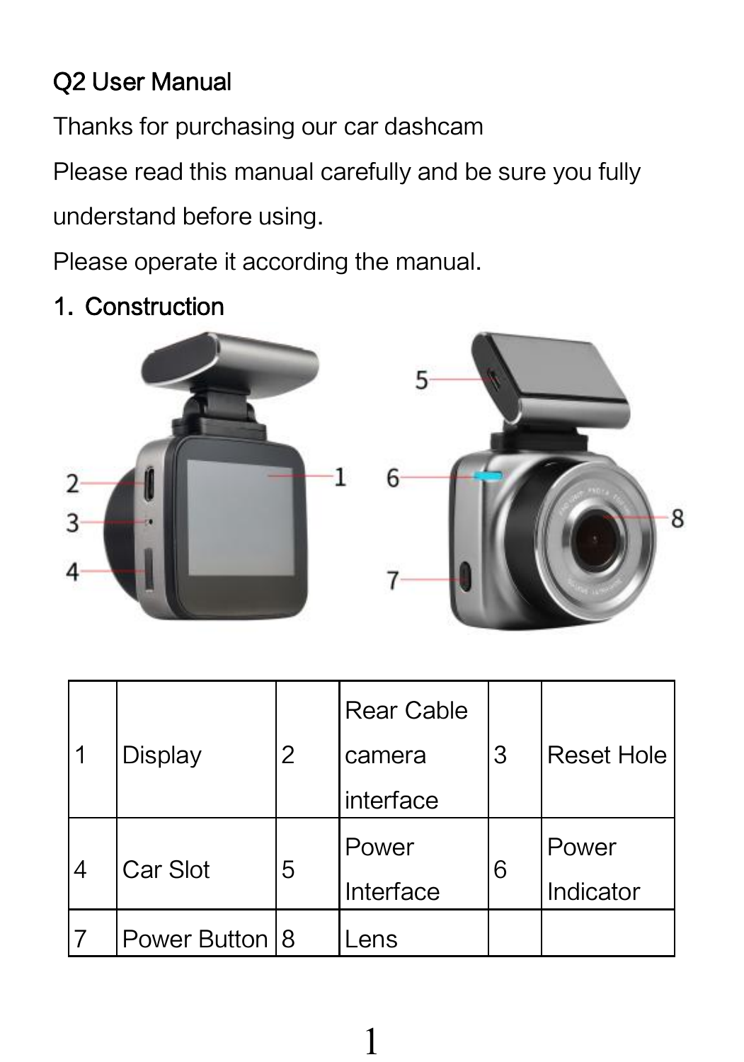## Q2 User Manual

Thanks for purchasing our car dashcam

Please read this manual carefully and be sure you fully understand before using.

Please operate it according the manual.

### 1. Construction

| 1 | Display | 2 | Rear Cable camera interface | 3 | Reset Hole |
|---|---|---|---|---|---|
| 4 | Car Slot | 5 | Power Interface | 6 | Power Indicator |
| 7 | Power Button | 8 | Lens | | |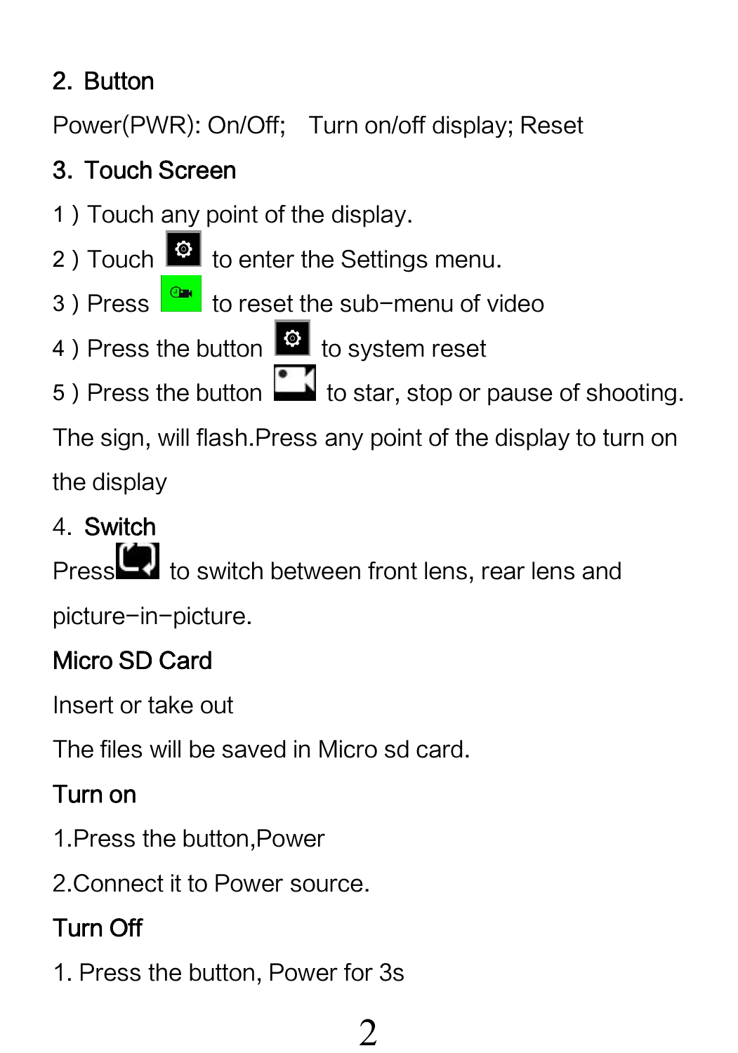## 2. Button

Power(PWR): On/Off;   Turn on/off display; Reset

## 3. Touch Screen

1 ) Touch any point of the display.

2 ) Touch  to enter the Settings menu.

3 ) Press  to reset the sub−menu of video

4 ) Press the button  to system reset

5 ) Press the button  to star, stop or pause of shooting.

The sign, will flash.Press any point of the display to turn on the display

## 4. Switch

Press  to switch between front lens, rear lens and picture−in−picture.

## Micro SD Card

Insert or take out

The files will be saved in Micro sd card.

## Turn on

1.Press the button,Power

2.Connect it to Power source.

## Turn Off

1. Press the button, Power for 3s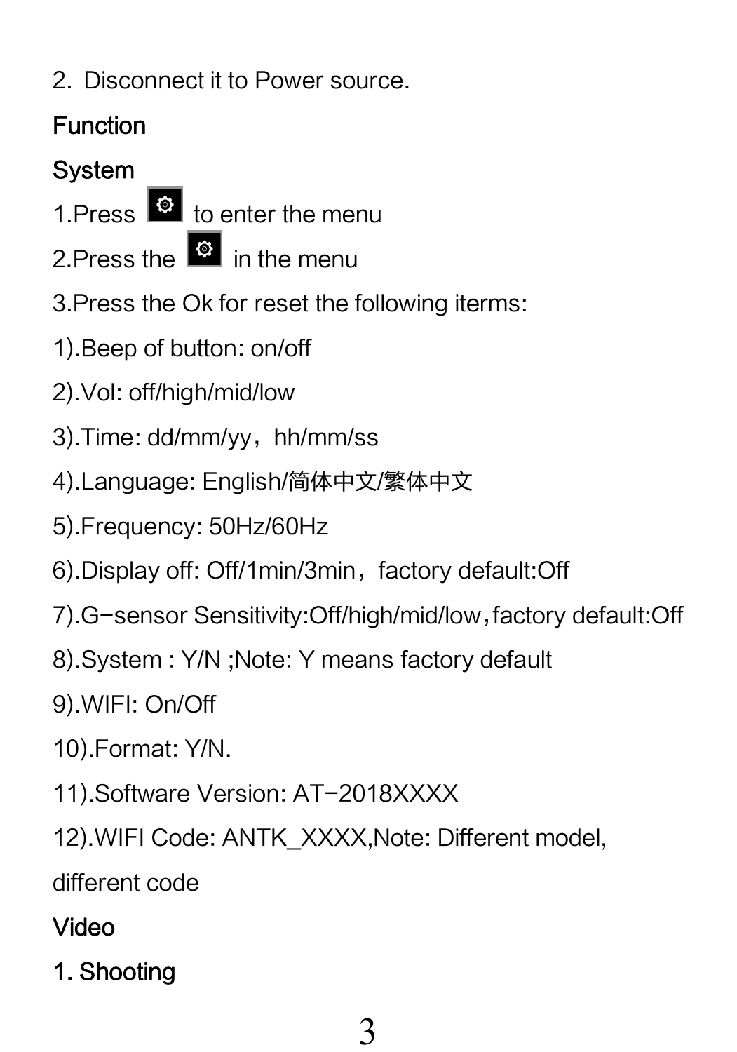2. Disconnect it to Power source.

## Function

### System

1.Press ⚙ to enter the menu

2.Press the ⚙ in the menu

3.Press the Ok for reset the following iterms:

1).Beep of button: on/off

2).Vol: off/high/mid/low

3).Time: dd/mm/yy，hh/mm/ss

4).Language: English/简体中文/繁体中文

5).Frequency: 50Hz/60Hz

6).Display off: Off/1min/3min，factory default:Off

7).G-sensor Sensitivity:Off/high/mid/low，factory default:Off

8).System : Y/N ;Note: Y means factory default

9).WIFI: On/Off

10).Format: Y/N.

11).Software Version: AT-2018XXXX

12).WIFI Code: ANTK_XXXX,Note: Different model, different code

### Video

1. Shooting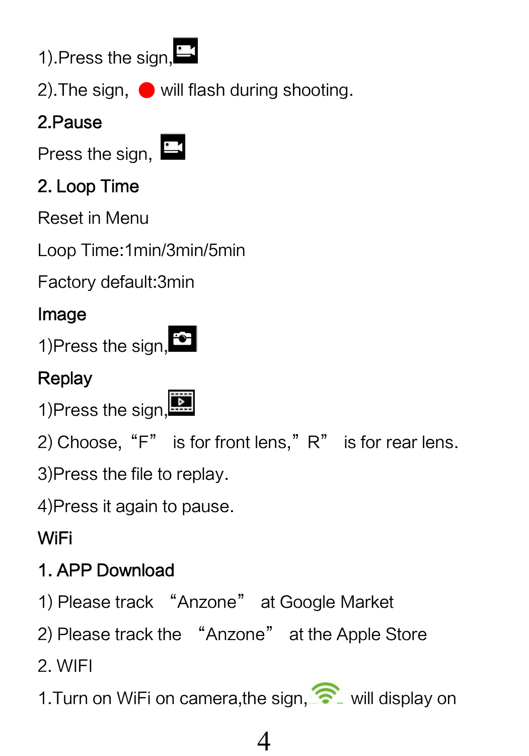1).Press the sign,

2).The sign, ● will flash during shooting.

**2.Pause**

Press the sign,

**2. Loop Time**

Reset in Menu

Loop Time:1min/3min/5min

Factory default:3min

**Image**

1)Press the sign,

**Replay**

1)Press the sign,

2) Choose, "F" is for front lens," R" is for rear lens.

3)Press the file to replay.

4)Press it again to pause.

**WiFi**

**1. APP Download**

1) Please track "Anzone" at Google Market

2) Please track the "Anzone" at the Apple Store

2. WIFI

1.Turn on WiFi on camera,the sign, will display on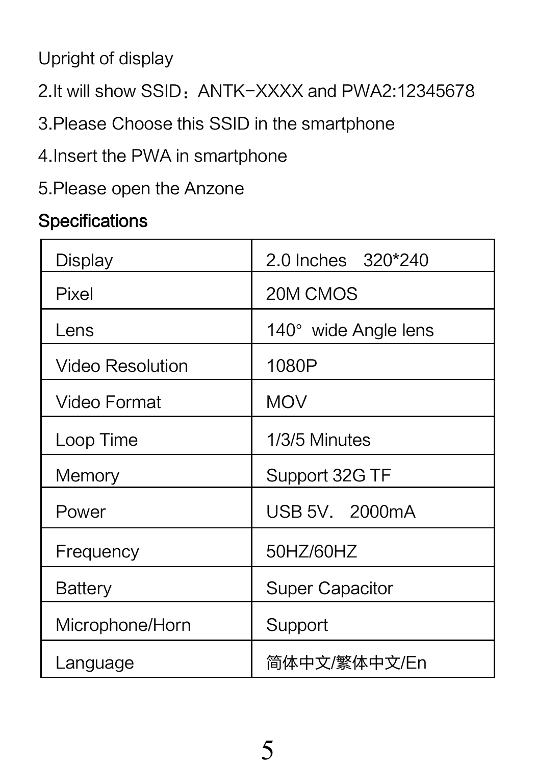Upright of display

2.It will show SSID：ANTK−XXXX and PWA2:12345678

3.Please Choose this SSID in the smartphone

4.Insert the PWA in smartphone

5.Please open the Anzone

## Specifications

| | |
|---|---|
| Display | 2.0 Inches  320*240 |
| Pixel | 20M CMOS |
| Lens | 140° wide Angle lens |
| Video Resolution | 1080P |
| Video Format | MOV |
| Loop Time | 1/3/5 Minutes |
| Memory | Support 32G TF |
| Power | USB 5V.  2000mA |
| Frequency | 50HZ/60HZ |
| Battery | Super Capacitor |
| Microphone/Horn | Support |
| Language | 简体中文/繁体中文/En |